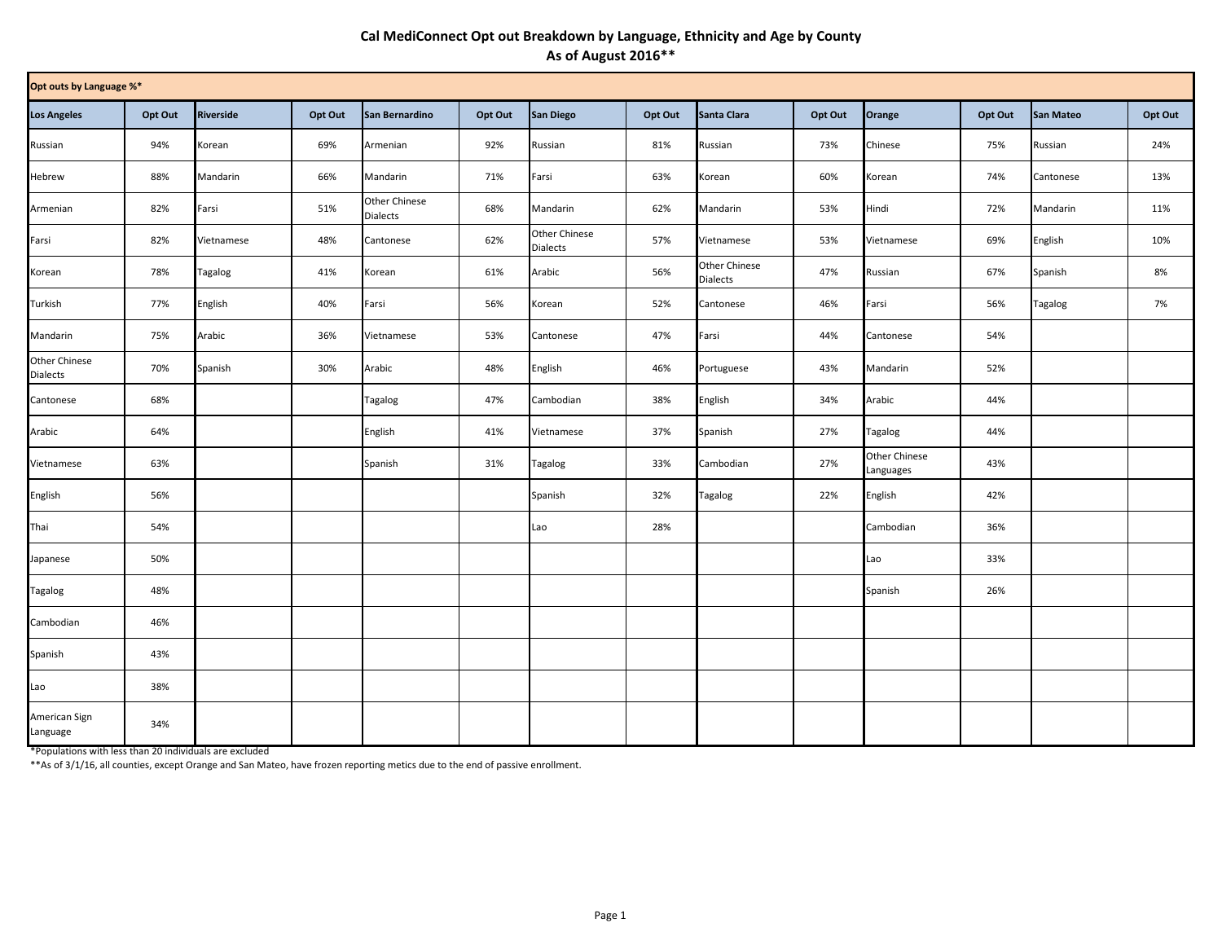# Cal MediConnect Opt out Breakdown by Language, Ethnicity and Age by County
## As of August 2016**

| Opt outs by Language %* | | | | | | | | | | | | | |
|---|---|---|---|---|---|---|---|---|---|---|---|---|---|
| **Los Angeles** | **Opt Out** | **Riverside** | **Opt Out** | **San Bernardino** | **Opt Out** | **San Diego** | **Opt Out** | **Santa Clara** | **Opt Out** | **Orange** | **Opt Out** | **San Mateo** | **Opt Out** |
| Russian | 94% | Korean | 69% | Armenian | 92% | Russian | 81% | Russian | 73% | Chinese | 75% | Russian | 24% |
| Hebrew | 88% | Mandarin | 66% | Mandarin | 71% | Farsi | 63% | Korean | 60% | Korean | 74% | Cantonese | 13% |
| Armenian | 82% | Farsi | 51% | Other Chinese Dialects | 68% | Mandarin | 62% | Mandarin | 53% | Hindi | 72% | Mandarin | 11% |
| Farsi | 82% | Vietnamese | 48% | Cantonese | 62% | Other Chinese Dialects | 57% | Vietnamese | 53% | Vietnamese | 69% | English | 10% |
| Korean | 78% | Tagalog | 41% | Korean | 61% | Arabic | 56% | Other Chinese Dialects | 47% | Russian | 67% | Spanish | 8% |
| Turkish | 77% | English | 40% | Farsi | 56% | Korean | 52% | Cantonese | 46% | Farsi | 56% | Tagalog | 7% |
| Mandarin | 75% | Arabic | 36% | Vietnamese | 53% | Cantonese | 47% | Farsi | 44% | Cantonese | 54% | | |
| Other Chinese Dialects | 70% | Spanish | 30% | Arabic | 48% | English | 46% | Portuguese | 43% | Mandarin | 52% | | |
| Cantonese | 68% | | | Tagalog | 47% | Cambodian | 38% | English | 34% | Arabic | 44% | | |
| Arabic | 64% | | | English | 41% | Vietnamese | 37% | Spanish | 27% | Tagalog | 44% | | |
| Vietnamese | 63% | | | Spanish | 31% | Tagalog | 33% | Cambodian | 27% | Other Chinese Languages | 43% | | |
| English | 56% | | | | | Spanish | 32% | Tagalog | 22% | English | 42% | | |
| Thai | 54% | | | | | Lao | 28% | | | Cambodian | 36% | | |
| Japanese | 50% | | | | | | | | | Lao | 33% | | |
| Tagalog | 48% | | | | | | | | | Spanish | 26% | | |
| Cambodian | 46% | | | | | | | | | | | | |
| Spanish | 43% | | | | | | | | | | | | |
| Lao | 38% | | | | | | | | | | | | |
| American Sign Language | 34% | | | | | | | | | | | | |

*Populations with less than 20 individuals are excluded

**As of 3/1/16, all counties, except Orange and San Mateo, have frozen reporting metics due to the end of passive enrollment.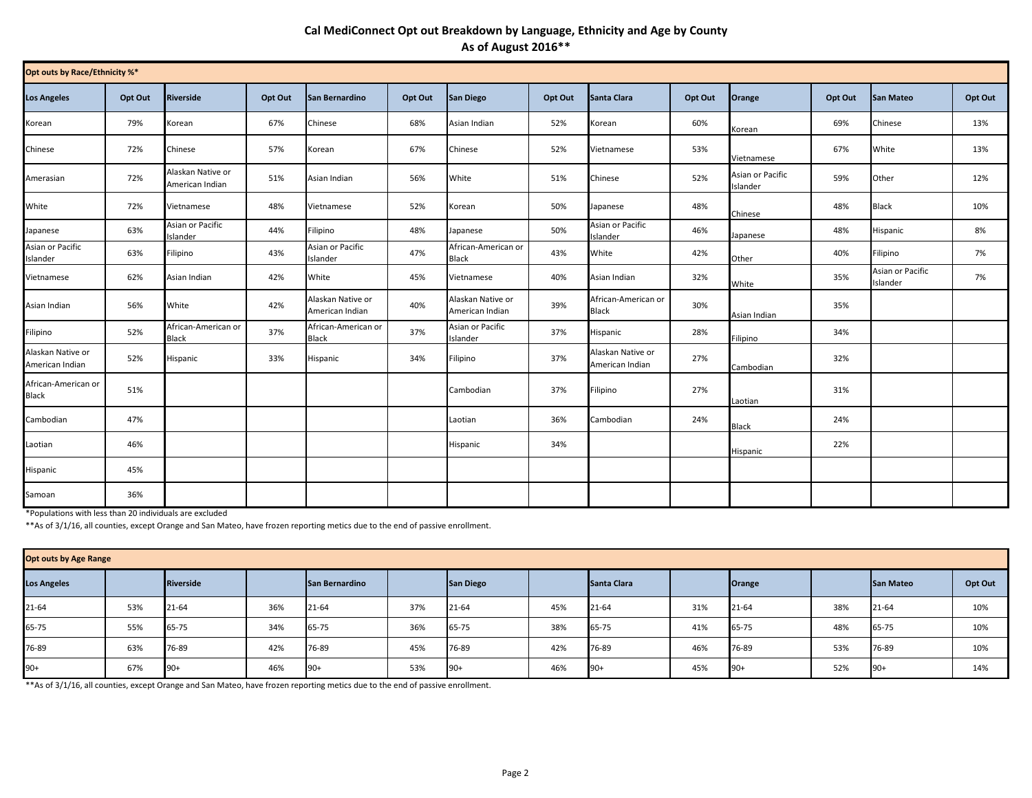# Cal MediConnect Opt out Breakdown by Language, Ethnicity and Age by County
## As of August 2016**

**Opt outs by Race/Ethnicity %***

| Los Angeles | Opt Out | Riverside | Opt Out | San Bernardino | Opt Out | San Diego | Opt Out | Santa Clara | Opt Out | Orange | Opt Out | San Mateo | Opt Out |
|---|---|---|---|---|---|---|---|---|---|---|---|---|---|
| Korean | 79% | Korean | 67% | Chinese | 68% | Asian Indian | 52% | Korean | 60% | Korean | 69% | Chinese | 13% |
| Chinese | 72% | Chinese | 57% | Korean | 67% | Chinese | 52% | Vietnamese | 53% | Vietnamese | 67% | White | 13% |
| Amerasian | 72% | Alaskan Native or American Indian | 51% | Asian Indian | 56% | White | 51% | Chinese | 52% | Asian or Pacific Islander | 59% | Other | 12% |
| White | 72% | Vietnamese | 48% | Vietnamese | 52% | Korean | 50% | Japanese | 48% | Chinese | 48% | Black | 10% |
| Japanese | 63% | Asian or Pacific Islander | 44% | Filipino | 48% | Japanese | 50% | Asian or Pacific Islander | 46% | Japanese | 48% | Hispanic | 8% |
| Asian or Pacific Islander | 63% | Filipino | 43% | Asian or Pacific Islander | 47% | African-American or Black | 43% | White | 42% | Other | 40% | Filipino | 7% |
| Vietnamese | 62% | Asian Indian | 42% | White | 45% | Vietnamese | 40% | Asian Indian | 32% | White | 35% | Asian or Pacific Islander | 7% |
| Asian Indian | 56% | White | 42% | Alaskan Native or American Indian | 40% | Alaskan Native or American Indian | 39% | African-American or Black | 30% | Asian Indian | 35% | | |
| Filipino | 52% | African-American or Black | 37% | African-American or Black | 37% | Asian or Pacific Islander | 37% | Hispanic | 28% | Filipino | 34% | | |
| Alaskan Native or American Indian | 52% | Hispanic | 33% | Hispanic | 34% | Filipino | 37% | Alaskan Native or American Indian | 27% | Cambodian | 32% | | |
| African-American or Black | 51% | | | | | Cambodian | 37% | Filipino | 27% | Laotian | 31% | | |
| Cambodian | 47% | | | | | Laotian | 36% | Cambodian | 24% | Black | 24% | | |
| Laotian | 46% | | | | | Hispanic | 34% | | | Hispanic | 22% | | |
| Hispanic | 45% | | | | | | | | | | | | |
| Samoan | 36% | | | | | | | | | | | | |

*Populations with less than 20 individuals are excluded

**As of 3/1/16, all counties, except Orange and San Mateo, have frozen reporting metics due to the end of passive enrollment.

**Opt outs by Age Range**

| Los Angeles | | Riverside | | San Bernardino | | San Diego | | Santa Clara | | Orange | | San Mateo | Opt Out |
|---|---|---|---|---|---|---|---|---|---|---|---|---|---|
| 21-64 | 53% | 21-64 | 36% | 21-64 | 37% | 21-64 | 45% | 21-64 | 31% | 21-64 | 38% | 21-64 | 10% |
| 65-75 | 55% | 65-75 | 34% | 65-75 | 36% | 65-75 | 38% | 65-75 | 41% | 65-75 | 48% | 65-75 | 10% |
| 76-89 | 63% | 76-89 | 42% | 76-89 | 45% | 76-89 | 42% | 76-89 | 46% | 76-89 | 53% | 76-89 | 10% |
| 90+ | 67% | 90+ | 46% | 90+ | 53% | 90+ | 46% | 90+ | 45% | 90+ | 52% | 90+ | 14% |

**As of 3/1/16, all counties, except Orange and San Mateo, have frozen reporting metics due to the end of passive enrollment.